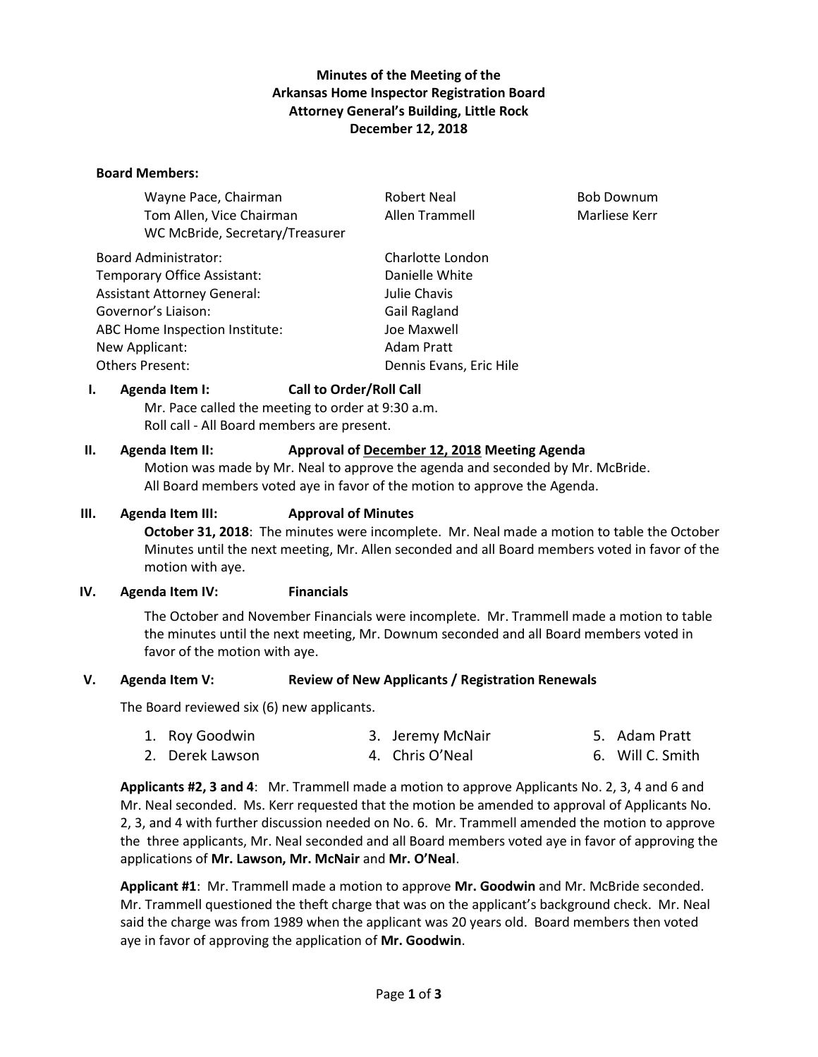**Minutes of the Meeting of the**
**Arkansas Home Inspector Registration Board**
**Attorney General's Building, Little Rock**
**December 12, 2018**

**Board Members:**

| | | |
|---|---|---|
| Wayne Pace, Chairman | Robert Neal | Bob Downum |
| Tom Allen, Vice Chairman | Allen Trammell | Marliese Kerr |
| WC McBride, Secretary/Treasurer | | |

| | |
|---|---|
| Board Administrator: | Charlotte London |
| Temporary Office Assistant: | Danielle White |
| Assistant Attorney General: | Julie Chavis |
| Governor's Liaison: | Gail Ragland |
| ABC Home Inspection Institute: | Joe Maxwell |
| New Applicant: | Adam Pratt |
| Others Present: | Dennis Evans, Eric Hile |

**I. Agenda Item I: Call to Order/Roll Call**

Mr. Pace called the meeting to order at 9:30 a.m.
Roll call - All Board members are present.

**II. Agenda Item II: Approval of December 12, 2018 Meeting Agenda**

Motion was made by Mr. Neal to approve the agenda and seconded by Mr. McBride. All Board members voted aye in favor of the motion to approve the Agenda.

**III. Agenda Item III: Approval of Minutes**

**October 31, 2018**: The minutes were incomplete. Mr. Neal made a motion to table the October Minutes until the next meeting, Mr. Allen seconded and all Board members voted in favor of the motion with aye.

**IV. Agenda Item IV: Financials**

The October and November Financials were incomplete. Mr. Trammell made a motion to table the minutes until the next meeting, Mr. Downum seconded and all Board members voted in favor of the motion with aye.

**V. Agenda Item V: Review of New Applicants / Registration Renewals**

The Board reviewed six (6) new applicants.

1. Roy Goodwin
2. Derek Lawson
3. Jeremy McNair
4. Chris O'Neal
5. Adam Pratt
6. Will C. Smith

**Applicants #2, 3 and 4**: Mr. Trammell made a motion to approve Applicants No. 2, 3, 4 and 6 and Mr. Neal seconded. Ms. Kerr requested that the motion be amended to approval of Applicants No. 2, 3, and 4 with further discussion needed on No. 6. Mr. Trammell amended the motion to approve the three applicants, Mr. Neal seconded and all Board members voted aye in favor of approving the applications of **Mr. Lawson, Mr. McNair** and **Mr. O'Neal**.

**Applicant #1**: Mr. Trammell made a motion to approve **Mr. Goodwin** and Mr. McBride seconded. Mr. Trammell questioned the theft charge that was on the applicant's background check. Mr. Neal said the charge was from 1989 when the applicant was 20 years old. Board members then voted aye in favor of approving the application of **Mr. Goodwin**.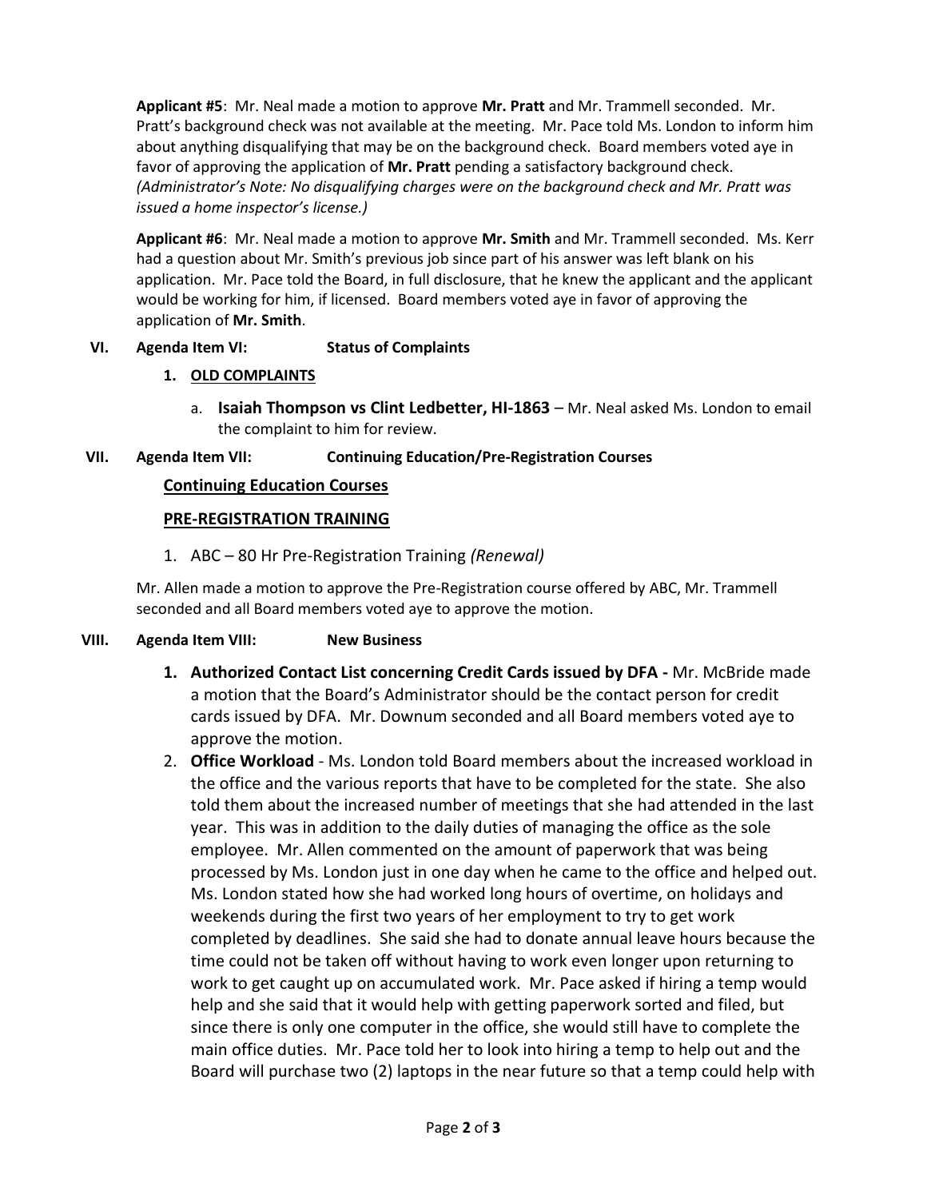**Applicant #5**: Mr. Neal made a motion to approve **Mr. Pratt** and Mr. Trammell seconded. Mr. Pratt's background check was not available at the meeting. Mr. Pace told Ms. London to inform him about anything disqualifying that may be on the background check. Board members voted aye in favor of approving the application of **Mr. Pratt** pending a satisfactory background check. *(Administrator's Note: No disqualifying charges were on the background check and Mr. Pratt was issued a home inspector's license.)*

**Applicant #6**: Mr. Neal made a motion to approve **Mr. Smith** and Mr. Trammell seconded. Ms. Kerr had a question about Mr. Smith's previous job since part of his answer was left blank on his application. Mr. Pace told the Board, in full disclosure, that he knew the applicant and the applicant would be working for him, if licensed. Board members voted aye in favor of approving the application of **Mr. Smith**.

## VI. Agenda Item VI: Status of Complaints

1. **OLD COMPLAINTS**
   a. **Isaiah Thompson vs Clint Ledbetter, HI-1863** – Mr. Neal asked Ms. London to email the complaint to him for review.

## VII. Agenda Item VII: Continuing Education/Pre-Registration Courses

**Continuing Education Courses**

**PRE-REGISTRATION TRAINING**

1. ABC – 80 Hr Pre-Registration Training *(Renewal)*

Mr. Allen made a motion to approve the Pre-Registration course offered by ABC, Mr. Trammell seconded and all Board members voted aye to approve the motion.

## VIII. Agenda Item VIII: New Business

1. **Authorized Contact List concerning Credit Cards issued by DFA -** Mr. McBride made a motion that the Board's Administrator should be the contact person for credit cards issued by DFA. Mr. Downum seconded and all Board members voted aye to approve the motion.
2. **Office Workload** - Ms. London told Board members about the increased workload in the office and the various reports that have to be completed for the state. She also told them about the increased number of meetings that she had attended in the last year. This was in addition to the daily duties of managing the office as the sole employee. Mr. Allen commented on the amount of paperwork that was being processed by Ms. London just in one day when he came to the office and helped out. Ms. London stated how she had worked long hours of overtime, on holidays and weekends during the first two years of her employment to try to get work completed by deadlines. She said she had to donate annual leave hours because the time could not be taken off without having to work even longer upon returning to work to get caught up on accumulated work. Mr. Pace asked if hiring a temp would help and she said that it would help with getting paperwork sorted and filed, but since there is only one computer in the office, she would still have to complete the main office duties. Mr. Pace told her to look into hiring a temp to help out and the Board will purchase two (2) laptops in the near future so that a temp could help with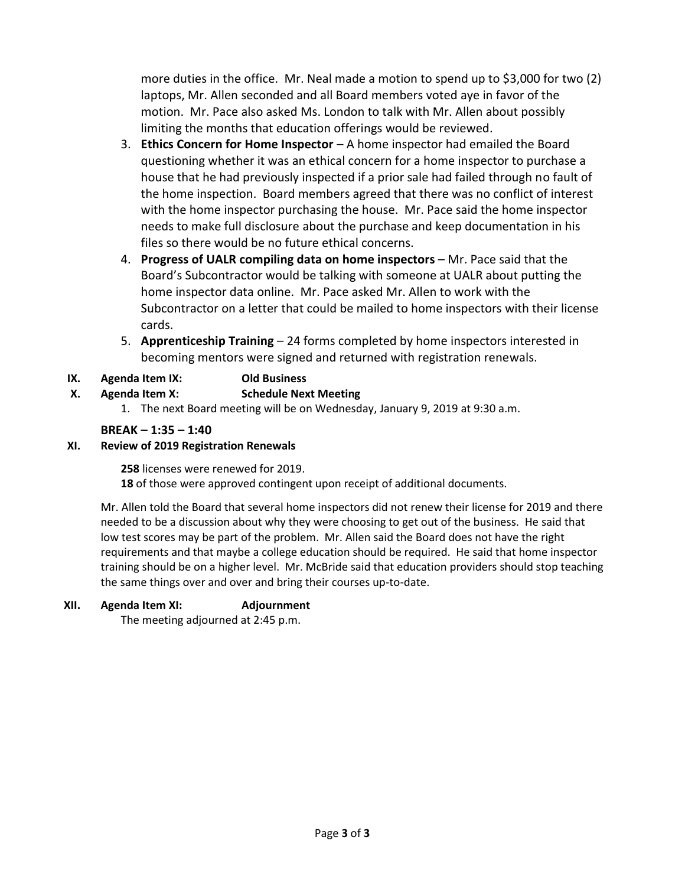more duties in the office. Mr. Neal made a motion to spend up to $3,000 for two (2) laptops, Mr. Allen seconded and all Board members voted aye in favor of the motion. Mr. Pace also asked Ms. London to talk with Mr. Allen about possibly limiting the months that education offerings would be reviewed.

3. **Ethics Concern for Home Inspector** – A home inspector had emailed the Board questioning whether it was an ethical concern for a home inspector to purchase a house that he had previously inspected if a prior sale had failed through no fault of the home inspection. Board members agreed that there was no conflict of interest with the home inspector purchasing the house. Mr. Pace said the home inspector needs to make full disclosure about the purchase and keep documentation in his files so there would be no future ethical concerns.
4. **Progress of UALR compiling data on home inspectors** – Mr. Pace said that the Board's Subcontractor would be talking with someone at UALR about putting the home inspector data online. Mr. Pace asked Mr. Allen to work with the Subcontractor on a letter that could be mailed to home inspectors with their license cards.
5. **Apprenticeship Training** – 24 forms completed by home inspectors interested in becoming mentors were signed and returned with registration renewals.

**IX. Agenda Item IX: Old Business**

**X. Agenda Item X: Schedule Next Meeting**

1. The next Board meeting will be on Wednesday, January 9, 2019 at 9:30 a.m.

**BREAK – 1:35 – 1:40**

**XI. Review of 2019 Registration Renewals**

**258** licenses were renewed for 2019.
**18** of those were approved contingent upon receipt of additional documents.

Mr. Allen told the Board that several home inspectors did not renew their license for 2019 and there needed to be a discussion about why they were choosing to get out of the business. He said that low test scores may be part of the problem. Mr. Allen said the Board does not have the right requirements and that maybe a college education should be required. He said that home inspector training should be on a higher level. Mr. McBride said that education providers should stop teaching the same things over and over and bring their courses up-to-date.

**XII. Agenda Item XI: Adjournment**

The meeting adjourned at 2:45 p.m.